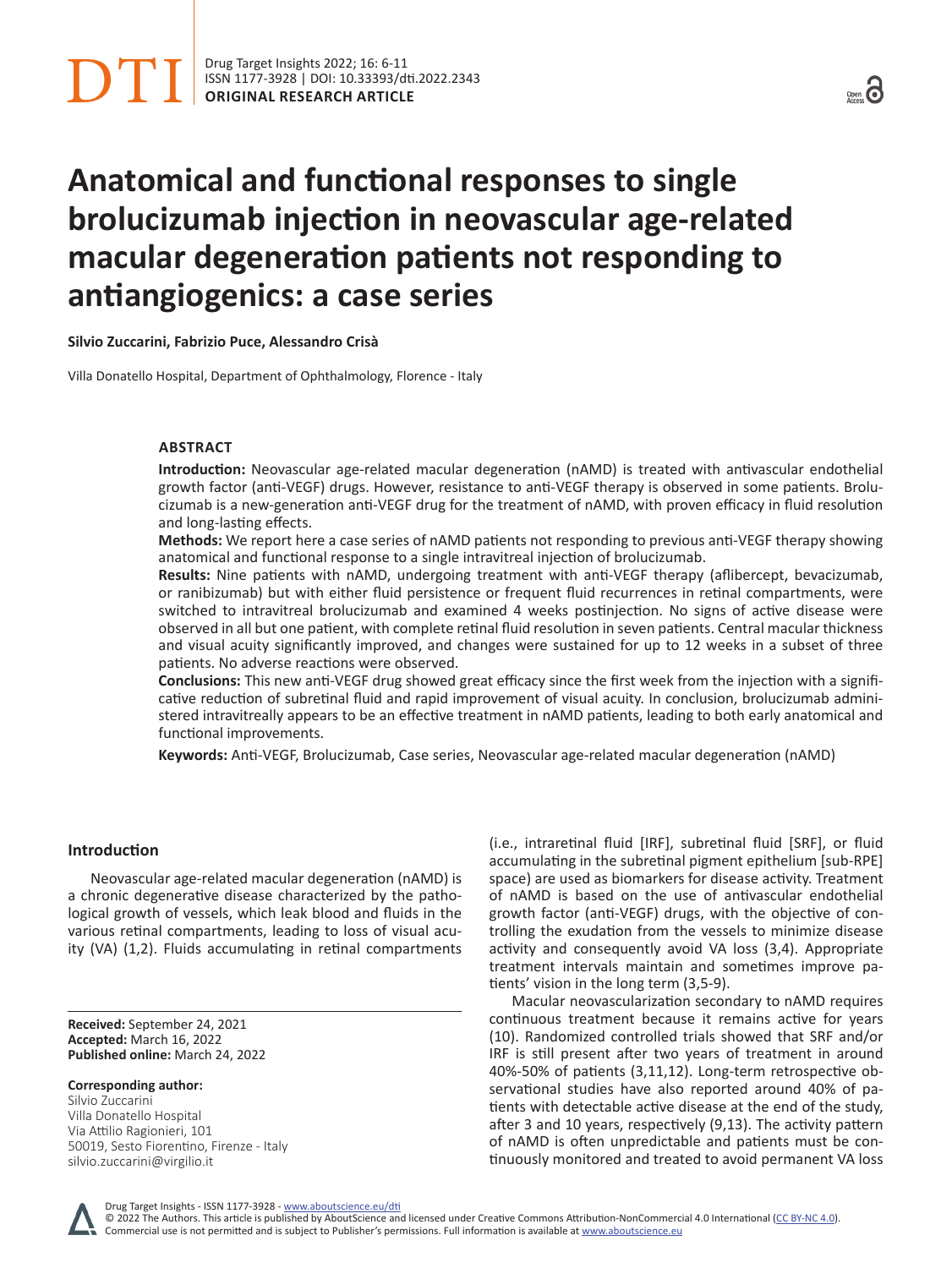# Anatomical and functional responses to single brolucizumab injection in neovascular age-related macular degeneration patients not responding to antiangiogenics: a case series

**Silvio Zuccarini, Fabrizio Puce, Alessandro Crisà**

Villa Donatello Hospital, Department of Ophthalmology, Florence - Italy

## ABSTRACT

**Introduction:** Neovascular age-related macular degeneration (nAMD) is treated with antivascular endothelial growth factor (anti-VEGF) drugs. However, resistance to anti-VEGF therapy is observed in some patients. Brolucizumab is a new-generation anti-VEGF drug for the treatment of nAMD, with proven efficacy in fluid resolution and long-lasting effects.

**Methods:** We report here a case series of nAMD patients not responding to previous anti-VEGF therapy showing anatomical and functional response to a single intravitreal injection of brolucizumab.

**Results:** Nine patients with nAMD, undergoing treatment with anti-VEGF therapy (aflibercept, bevacizumab, or ranibizumab) but with either fluid persistence or frequent fluid recurrences in retinal compartments, were switched to intravitreal brolucizumab and examined 4 weeks postinjection. No signs of active disease were observed in all but one patient, with complete retinal fluid resolution in seven patients. Central macular thickness and visual acuity significantly improved, and changes were sustained for up to 12 weeks in a subset of three patients. No adverse reactions were observed.

**Conclusions:** This new anti-VEGF drug showed great efficacy since the first week from the injection with a significative reduction of subretinal fluid and rapid improvement of visual acuity. In conclusion, brolucizumab administered intravitreally appears to be an effective treatment in nAMD patients, leading to both early anatomical and functional improvements.

**Keywords:** Anti-VEGF, Brolucizumab, Case series, Neovascular age-related macular degeneration (nAMD)

## Introduction

Neovascular age-related macular degeneration (nAMD) is a chronic degenerative disease characterized by the pathological growth of vessels, which leak blood and fluids in the various retinal compartments, leading to loss of visual acuity (VA) (1,2). Fluids accumulating in retinal compartments (i.e., intraretinal fluid [IRF], subretinal fluid [SRF], or fluid accumulating in the subretinal pigment epithelium [sub-RPE] space) are used as biomarkers for disease activity. Treatment of nAMD is based on the use of antivascular endothelial growth factor (anti-VEGF) drugs, with the objective of controlling the exudation from the vessels to minimize disease activity and consequently avoid VA loss (3,4). Appropriate treatment intervals maintain and sometimes improve patients' vision in the long term (3,5-9).

Macular neovascularization secondary to nAMD requires continuous treatment because it remains active for years (10). Randomized controlled trials showed that SRF and/or IRF is still present after two years of treatment in around 40%-50% of patients (3,11,12). Long-term retrospective observational studies have also reported around 40% of patients with detectable active disease at the end of the study, after 3 and 10 years, respectively (9,13). The activity pattern of nAMD is often unpredictable and patients must be continuously monitored and treated to avoid permanent VA loss

**Received:** September 24, 2021
**Accepted:** March 16, 2022
**Published online:** March 24, 2022

**Corresponding author:**
Silvio Zuccarini
Villa Donatello Hospital
Via Attilio Ragionieri, 101
50019, Sesto Fiorentino, Firenze - Italy
silvio.zuccarini@virgilio.it

© 2022 The Authors. This article is published by AboutScience and licensed under Creative Commons Attribution-NonCommercial 4.0 International (CC BY-NC 4.0). Commercial use is not permitted and is subject to Publisher's permissions. Full information is available at www.aboutscience.eu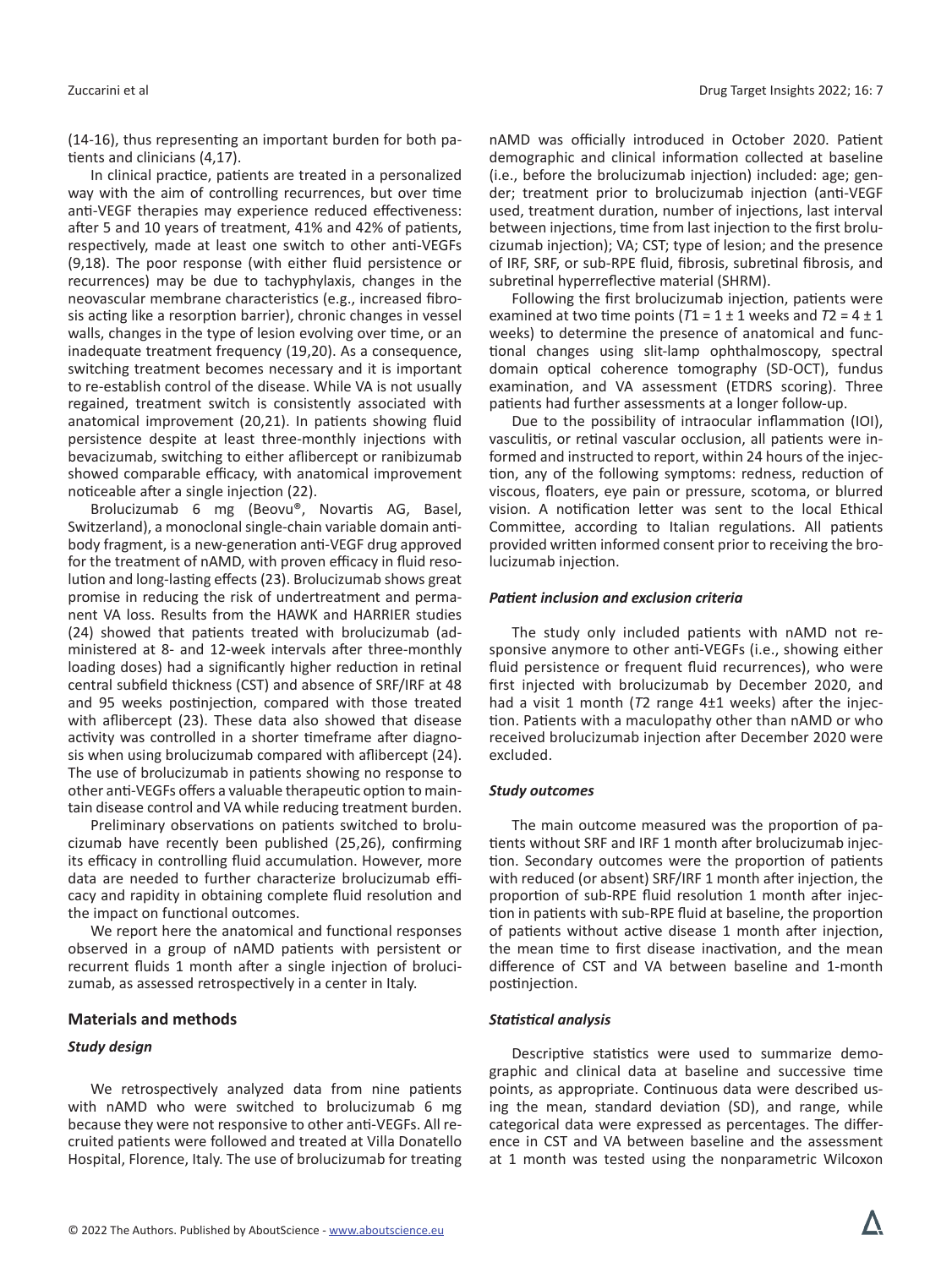(14-16), thus representing an important burden for both patients and clinicians (4,17).

In clinical practice, patients are treated in a personalized way with the aim of controlling recurrences, but over time anti-VEGF therapies may experience reduced effectiveness: after 5 and 10 years of treatment, 41% and 42% of patients, respectively, made at least one switch to other anti-VEGFs (9,18). The poor response (with either fluid persistence or recurrences) may be due to tachyphylaxis, changes in the neovascular membrane characteristics (e.g., increased fibrosis acting like a resorption barrier), chronic changes in vessel walls, changes in the type of lesion evolving over time, or an inadequate treatment frequency (19,20). As a consequence, switching treatment becomes necessary and it is important to re-establish control of the disease. While VA is not usually regained, treatment switch is consistently associated with anatomical improvement (20,21). In patients showing fluid persistence despite at least three-monthly injections with bevacizumab, switching to either aflibercept or ranibizumab showed comparable efficacy, with anatomical improvement noticeable after a single injection (22).

Brolucizumab 6 mg (Beovu®, Novartis AG, Basel, Switzerland), a monoclonal single-chain variable domain antibody fragment, is a new-generation anti-VEGF drug approved for the treatment of nAMD, with proven efficacy in fluid resolution and long-lasting effects (23). Brolucizumab shows great promise in reducing the risk of undertreatment and permanent VA loss. Results from the HAWK and HARRIER studies (24) showed that patients treated with brolucizumab (administered at 8- and 12-week intervals after three-monthly loading doses) had a significantly higher reduction in retinal central subfield thickness (CST) and absence of SRF/IRF at 48 and 95 weeks postinjection, compared with those treated with aflibercept (23). These data also showed that disease activity was controlled in a shorter timeframe after diagnosis when using brolucizumab compared with aflibercept (24). The use of brolucizumab in patients showing no response to other anti-VEGFs offers a valuable therapeutic option to maintain disease control and VA while reducing treatment burden.

Preliminary observations on patients switched to brolucizumab have recently been published (25,26), confirming its efficacy in controlling fluid accumulation. However, more data are needed to further characterize brolucizumab efficacy and rapidity in obtaining complete fluid resolution and the impact on functional outcomes.

We report here the anatomical and functional responses observed in a group of nAMD patients with persistent or recurrent fluids 1 month after a single injection of brolucizumab, as assessed retrospectively in a center in Italy.

## Materials and methods

### *Study design*

We retrospectively analyzed data from nine patients with nAMD who were switched to brolucizumab 6 mg because they were not responsive to other anti-VEGFs. All recruited patients were followed and treated at Villa Donatello Hospital, Florence, Italy. The use of brolucizumab for treating nAMD was officially introduced in October 2020. Patient demographic and clinical information collected at baseline (i.e., before the brolucizumab injection) included: age; gender; treatment prior to brolucizumab injection (anti-VEGF used, treatment duration, number of injections, last interval between injections, time from last injection to the first brolucizumab injection); VA; CST; type of lesion; and the presence of IRF, SRF, or sub-RPE fluid, fibrosis, subretinal fibrosis, and subretinal hyperreflective material (SHRM).

Following the first brolucizumab injection, patients were examined at two time points ($T1 = 1 \pm 1$ weeks and $T2 = 4 \pm 1$ weeks) to determine the presence of anatomical and functional changes using slit-lamp ophthalmoscopy, spectral domain optical coherence tomography (SD-OCT), fundus examination, and VA assessment (ETDRS scoring). Three patients had further assessments at a longer follow-up.

Due to the possibility of intraocular inflammation (IOI), vasculitis, or retinal vascular occlusion, all patients were informed and instructed to report, within 24 hours of the injection, any of the following symptoms: redness, reduction of viscous, floaters, eye pain or pressure, scotoma, or blurred vision. A notification letter was sent to the local Ethical Committee, according to Italian regulations. All patients provided written informed consent prior to receiving the brolucizumab injection.

### *Patient inclusion and exclusion criteria*

The study only included patients with nAMD not responsive anymore to other anti-VEGFs (i.e., showing either fluid persistence or frequent fluid recurrences), who were first injected with brolucizumab by December 2020, and had a visit 1 month ($T2$ range 4±1 weeks) after the injection. Patients with a maculopathy other than nAMD or who received brolucizumab injection after December 2020 were excluded.

### *Study outcomes*

The main outcome measured was the proportion of patients without SRF and IRF 1 month after brolucizumab injection. Secondary outcomes were the proportion of patients with reduced (or absent) SRF/IRF 1 month after injection, the proportion of sub-RPE fluid resolution 1 month after injection in patients with sub-RPE fluid at baseline, the proportion of patients without active disease 1 month after injection, the mean time to first disease inactivation, and the mean difference of CST and VA between baseline and 1-month postinjection.

### *Statistical analysis*

Descriptive statistics were used to summarize demographic and clinical data at baseline and successive time points, as appropriate. Continuous data were described using the mean, standard deviation (SD), and range, while categorical data were expressed as percentages. The difference in CST and VA between baseline and the assessment at 1 month was tested using the nonparametric Wilcoxon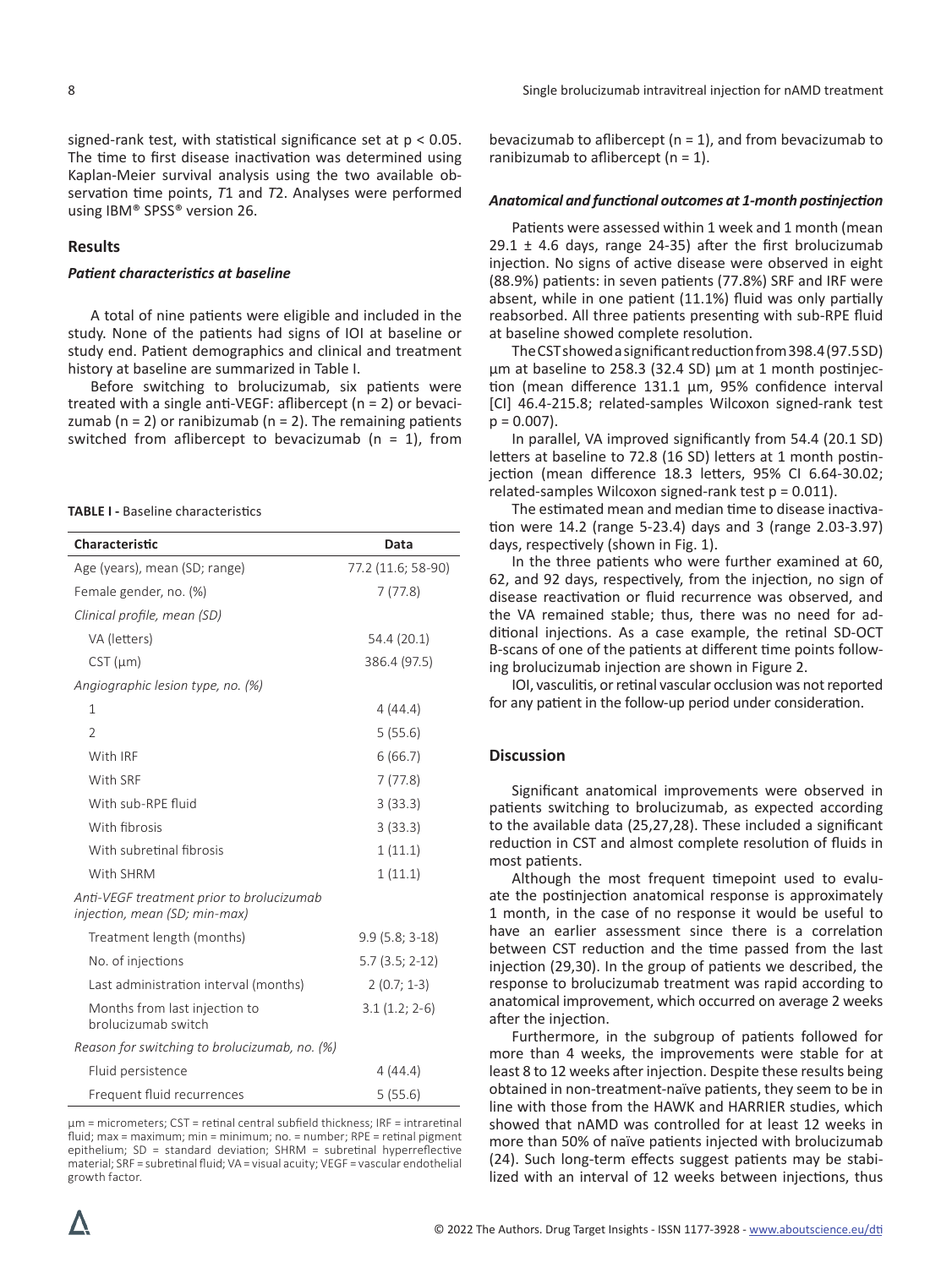signed-rank test, with statistical significance set at $p < 0.05$. The time to first disease inactivation was determined using Kaplan-Meier survival analysis using the two available observation time points, *T*1 and *T*2. Analyses were performed using IBM® SPSS® version 26.

## Results

### *Patient characteristics at baseline*

A total of nine patients were eligible and included in the study. None of the patients had signs of IOI at baseline or study end. Patient demographics and clinical and treatment history at baseline are summarized in Table I.

Before switching to brolucizumab, six patients were treated with a single anti-VEGF: aflibercept (n = 2) or bevacizumab (n = 2) or ranibizumab (n = 2). The remaining patients switched from aflibercept to bevacizumab (n = 1), from bevacizumab to aflibercept (n = 1), and from bevacizumab to ranibizumab to aflibercept (n = 1).

**TABLE I -** Baseline characteristics

| Characteristic | Data |
|---|---|
| Age (years), mean (SD; range) | 77.2 (11.6; 58-90) |
| Female gender, no. (%) | 7 (77.8) |
| *Clinical profile, mean (SD)* | |
| VA (letters) | 54.4 (20.1) |
| CST (µm) | 386.4 (97.5) |
| *Angiographic lesion type, no. (%)* | |
| 1 | 4 (44.4) |
| 2 | 5 (55.6) |
| With IRF | 6 (66.7) |
| With SRF | 7 (77.8) |
| With sub-RPE fluid | 3 (33.3) |
| With fibrosis | 3 (33.3) |
| With subretinal fibrosis | 1 (11.1) |
| With SHRM | 1 (11.1) |
| *Anti-VEGF treatment prior to brolucizumab injection, mean (SD; min-max)* | |
| Treatment length (months) | 9.9 (5.8; 3-18) |
| No. of injections | 5.7 (3.5; 2-12) |
| Last administration interval (months) | 2 (0.7; 1-3) |
| Months from last injection to brolucizumab switch | 3.1 (1.2; 2-6) |
| *Reason for switching to brolucizumab, no. (%)* | |
| Fluid persistence | 4 (44.4) |
| Frequent fluid recurrences | 5 (55.6) |

µm = micrometers; CST = retinal central subfield thickness; IRF = intraretinal fluid; max = maximum; min = minimum; no. = number; RPE = retinal pigment epithelium; SD = standard deviation; SHRM = subretinal hyperreflective material; SRF = subretinal fluid; VA = visual acuity; VEGF = vascular endothelial growth factor.

### *Anatomical and functional outcomes at 1-month postinjection*

Patients were assessed within 1 week and 1 month (mean 29.1 ± 4.6 days, range 24-35) after the first brolucizumab injection. No signs of active disease were observed in eight (88.9%) patients: in seven patients (77.8%) SRF and IRF were absent, while in one patient (11.1%) fluid was only partially reabsorbed. All three patients presenting with sub-RPE fluid at baseline showed complete resolution.

The CST showed a significant reduction from 398.4 (97.5 SD) µm at baseline to 258.3 (32.4 SD) µm at 1 month postinjection (mean difference 131.1 µm, 95% confidence interval [CI] 46.4-215.8; related-samples Wilcoxon signed-rank test $p = 0.007$).

In parallel, VA improved significantly from 54.4 (20.1 SD) letters at baseline to 72.8 (16 SD) letters at 1 month postinjection (mean difference 18.3 letters, 95% CI 6.64-30.02; related-samples Wilcoxon signed-rank test $p = 0.011$).

The estimated mean and median time to disease inactivation were 14.2 (range 5-23.4) days and 3 (range 2.03-3.97) days, respectively (shown in Fig. 1).

In the three patients who were further examined at 60, 62, and 92 days, respectively, from the injection, no sign of disease reactivation or fluid recurrence was observed, and the VA remained stable; thus, there was no need for additional injections. As a case example, the retinal SD-OCT B-scans of one of the patients at different time points following brolucizumab injection are shown in Figure 2.

IOI, vasculitis, or retinal vascular occlusion was not reported for any patient in the follow-up period under consideration.

## Discussion

Significant anatomical improvements were observed in patients switching to brolucizumab, as expected according to the available data (25,27,28). These included a significant reduction in CST and almost complete resolution of fluids in most patients.

Although the most frequent timepoint used to evaluate the postinjection anatomical response is approximately 1 month, in the case of no response it would be useful to have an earlier assessment since there is a correlation between CST reduction and the time passed from the last injection (29,30). In the group of patients we described, the response to brolucizumab treatment was rapid according to anatomical improvement, which occurred on average 2 weeks after the injection.

Furthermore, in the subgroup of patients followed for more than 4 weeks, the improvements were stable for at least 8 to 12 weeks after injection. Despite these results being obtained in non-treatment-naïve patients, they seem to be in line with those from the HAWK and HARRIER studies, which showed that nAMD was controlled for at least 12 weeks in more than 50% of naïve patients injected with brolucizumab (24). Such long-term effects suggest patients may be stabilized with an interval of 12 weeks between injections, thus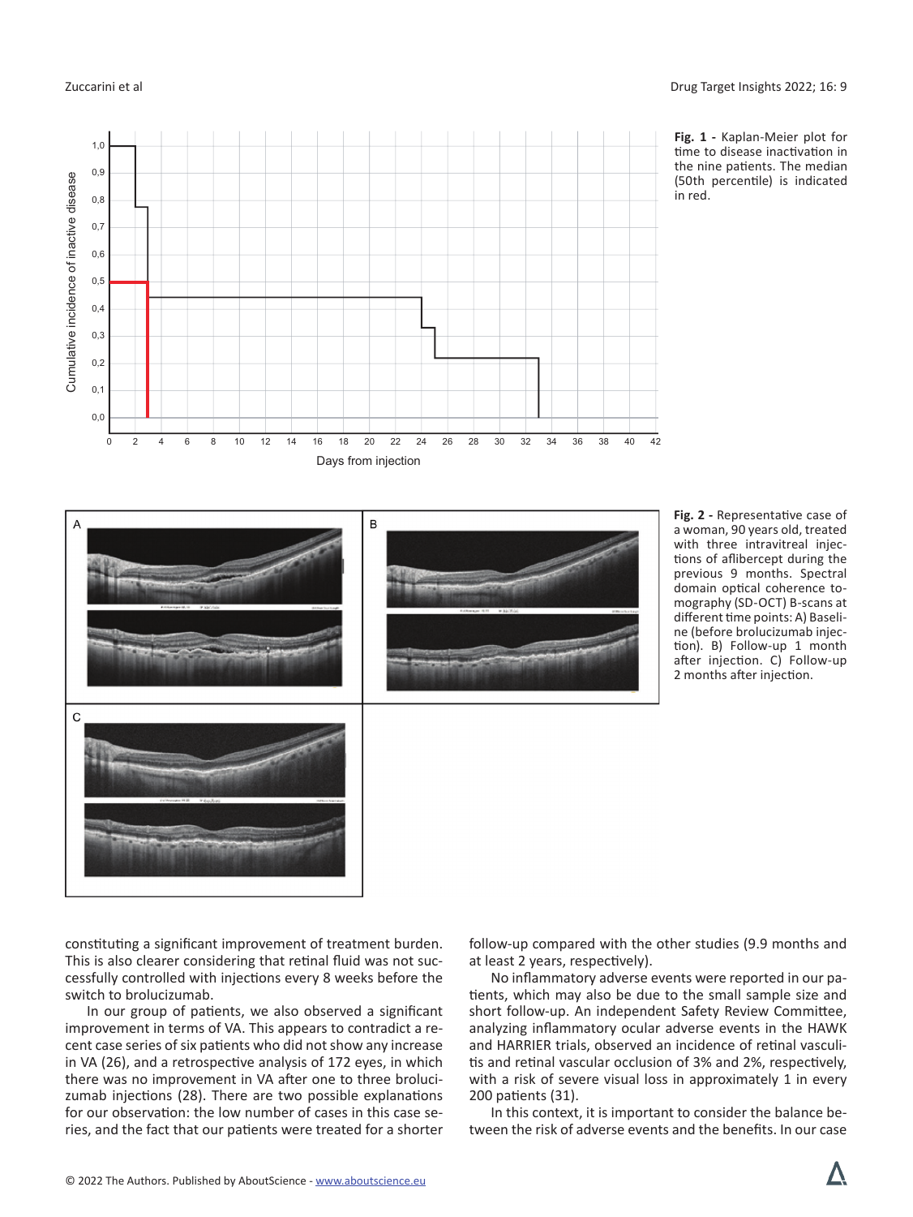**Fig. 1 -** Kaplan-Meier plot for time to disease inactivation in the nine patients. The median (50th percentile) is indicated in red.

**Fig. 2 -** Representative case of a woman, 90 years old, treated with three intravitreal injections of aflibercept during the previous 9 months. Spectral domain optical coherence tomography (SD-OCT) B-scans at different time points: A) Baseline (before brolucizumab injection). B) Follow-up 1 month after injection. C) Follow-up 2 months after injection.

constituting a significant improvement of treatment burden. This is also clearer considering that retinal fluid was not successfully controlled with injections every 8 weeks before the switch to brolucizumab.

In our group of patients, we also observed a significant improvement in terms of VA. This appears to contradict a recent case series of six patients who did not show any increase in VA (26), and a retrospective analysis of 172 eyes, in which there was no improvement in VA after one to three brolucizumab injections (28). There are two possible explanations for our observation: the low number of cases in this case series, and the fact that our patients were treated for a shorter follow-up compared with the other studies (9.9 months and at least 2 years, respectively).

No inflammatory adverse events were reported in our patients, which may also be due to the small sample size and short follow-up. An independent Safety Review Committee, analyzing inflammatory ocular adverse events in the HAWK and HARRIER trials, observed an incidence of retinal vasculitis and retinal vascular occlusion of 3% and 2%, respectively, with a risk of severe visual loss in approximately 1 in every 200 patients (31).

In this context, it is important to consider the balance between the risk of adverse events and the benefits. In our case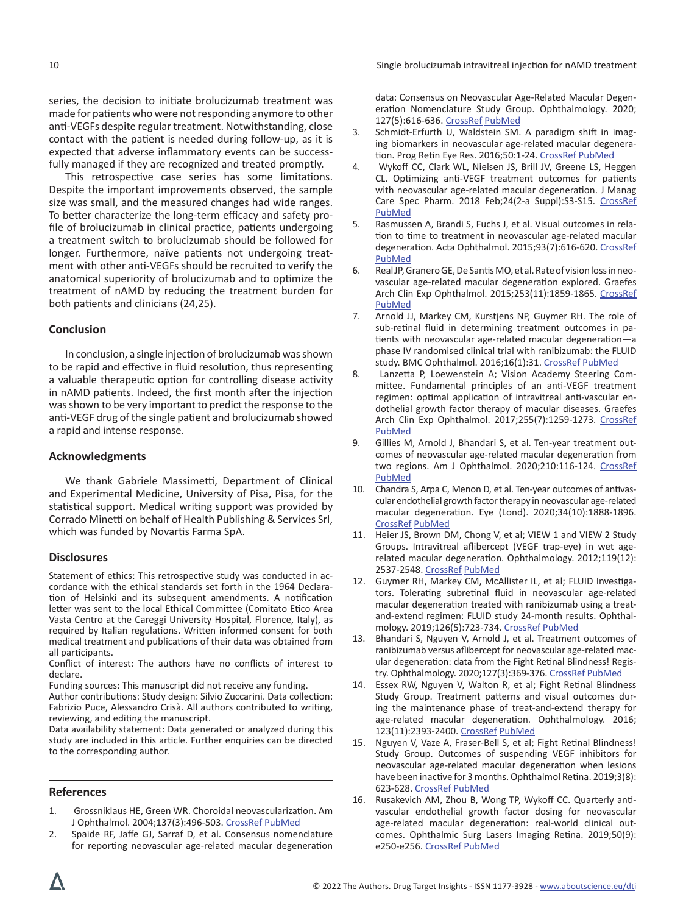series, the decision to initiate brolucizumab treatment was made for patients who were not responding anymore to other anti-VEGFs despite regular treatment. Notwithstanding, close contact with the patient is needed during follow-up, as it is expected that adverse inflammatory events can be successfully managed if they are recognized and treated promptly.

This retrospective case series has some limitations. Despite the important improvements observed, the sample size was small, and the measured changes had wide ranges. To better characterize the long-term efficacy and safety profile of brolucizumab in clinical practice, patients undergoing a treatment switch to brolucizumab should be followed for longer. Furthermore, naïve patients not undergoing treatment with other anti-VEGFs should be recruited to verify the anatomical superiority of brolucizumab and to optimize the treatment of nAMD by reducing the treatment burden for both patients and clinicians (24,25).

## Conclusion

In conclusion, a single injection of brolucizumab was shown to be rapid and effective in fluid resolution, thus representing a valuable therapeutic option for controlling disease activity in nAMD patients. Indeed, the first month after the injection was shown to be very important to predict the response to the anti-VEGF drug of the single patient and brolucizumab showed a rapid and intense response.

## Acknowledgments

We thank Gabriele Massimetti, Department of Clinical and Experimental Medicine, University of Pisa, Pisa, for the statistical support. Medical writing support was provided by Corrado Minetti on behalf of Health Publishing & Services Srl, which was funded by Novartis Farma SpA.

## Disclosures

Statement of ethics: This retrospective study was conducted in accordance with the ethical standards set forth in the 1964 Declaration of Helsinki and its subsequent amendments. A notification letter was sent to the local Ethical Committee (Comitato Etico Area Vasta Centro at the Careggi University Hospital, Florence, Italy), as required by Italian regulations. Written informed consent for both medical treatment and publications of their data was obtained from all participants.

Conflict of interest: The authors have no conflicts of interest to declare.

Funding sources: This manuscript did not receive any funding.

Author contributions: Study design: Silvio Zuccarini. Data collection: Fabrizio Puce, Alessandro Crisà. All authors contributed to writing, reviewing, and editing the manuscript.

Data availability statement: Data generated or analyzed during this study are included in this article. Further enquiries can be directed to the corresponding author.

## References

1. Grossniklaus HE, Green WR. Choroidal neovascularization. Am J Ophthalmol. 2004;137(3):496-503. CrossRef PubMed
2. Spaide RF, Jaffe GJ, Sarraf D, et al. Consensus nomenclature for reporting neovascular age-related macular degeneration data: Consensus on Neovascular Age-Related Macular Degeneration Nomenclature Study Group. Ophthalmology. 2020;127(5):616-636. CrossRef PubMed
3. Schmidt-Erfurth U, Waldstein SM. A paradigm shift in imaging biomarkers in neovascular age-related macular degeneration. Prog Retin Eye Res. 2016;50:1-24. CrossRef PubMed
4. Wykoff CC, Clark WL, Nielsen JS, Brill JV, Greene LS, Heggen CL. Optimizing anti-VEGF treatment outcomes for patients with neovascular age-related macular degeneration. J Manag Care Spec Pharm. 2018 Feb;24(2-a Suppl):S3-S15. CrossRef PubMed
5. Rasmussen A, Brandi S, Fuchs J, et al. Visual outcomes in relation to time to treatment in neovascular age-related macular degeneration. Acta Ophthalmol. 2015;93(7):616-620. CrossRef PubMed
6. Real JP, Granero GE, De Santis MO, et al. Rate of vision loss in neovascular age-related macular degeneration explored. Graefes Arch Clin Exp Ophthalmol. 2015;253(11):1859-1865. CrossRef PubMed
7. Arnold JJ, Markey CM, Kurstjens NP, Guymer RH. The role of sub-retinal fluid in determining treatment outcomes in patients with neovascular age-related macular degeneration—a phase IV randomised clinical trial with ranibizumab: the FLUID study. BMC Ophthalmol. 2016;16(1):31. CrossRef PubMed
8. Lanzetta P, Loewenstein A; Vision Academy Steering Committee. Fundamental principles of an anti-VEGF treatment regimen: optimal application of intravitreal anti-vascular endothelial growth factor therapy of macular diseases. Graefes Arch Clin Exp Ophthalmol. 2017;255(7):1259-1273. CrossRef PubMed
9. Gillies M, Arnold J, Bhandari S, et al. Ten-year treatment outcomes of neovascular age-related macular degeneration from two regions. Am J Ophthalmol. 2020;210:116-124. CrossRef PubMed
10. Chandra S, Arpa C, Menon D, et al. Ten-year outcomes of antivascular endothelial growth factor therapy in neovascular age-related macular degeneration. Eye (Lond). 2020;34(10):1888-1896. CrossRef PubMed
11. Heier JS, Brown DM, Chong V, et al; VIEW 1 and VIEW 2 Study Groups. Intravitreal aflibercept (VEGF trap-eye) in wet age-related macular degeneration. Ophthalmology. 2012;119(12):2537-2548. CrossRef PubMed
12. Guymer RH, Markey CM, McAllister IL, et al; FLUID Investigators. Tolerating subretinal fluid in neovascular age-related macular degeneration treated with ranibizumab using a treat-and-extend regimen: FLUID study 24-month results. Ophthalmology. 2019;126(5):723-734. CrossRef PubMed
13. Bhandari S, Nguyen V, Arnold J, et al. Treatment outcomes of ranibizumab versus aflibercept for neovascular age-related macular degeneration: data from the Fight Retinal Blindness! Registry. Ophthalmology. 2020;127(3):369-376. CrossRef PubMed
14. Essex RW, Nguyen V, Walton R, et al; Fight Retinal Blindness Study Group. Treatment patterns and visual outcomes during the maintenance phase of treat-and-extend therapy for age-related macular degeneration. Ophthalmology. 2016;123(11):2393-2400. CrossRef PubMed
15. Nguyen V, Vaze A, Fraser-Bell S, et al; Fight Retinal Blindness! Study Group. Outcomes of suspending VEGF inhibitors for neovascular age-related macular degeneration when lesions have been inactive for 3 months. Ophthalmol Retina. 2019;3(8):623-628. CrossRef PubMed
16. Rusakevich AM, Zhou B, Wong TP, Wykoff CC. Quarterly antivascular endothelial growth factor dosing for neovascular age-related macular degeneration: real-world clinical outcomes. Ophthalmic Surg Lasers Imaging Retina. 2019;50(9):e250-e256. CrossRef PubMed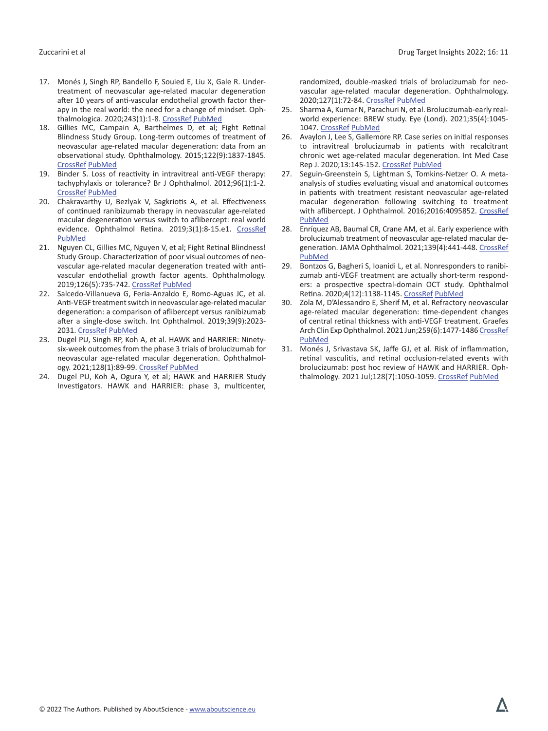17. Monés J, Singh RP, Bandello F, Souied E, Liu X, Gale R. Undertreatment of neovascular age-related macular degeneration after 10 years of anti-vascular endothelial growth factor therapy in the real world: the need for a change of mindset. Ophthalmologica. 2020;243(1):1-8. CrossRef PubMed
18. Gillies MC, Campain A, Barthelmes D, et al; Fight Retinal Blindness Study Group. Long-term outcomes of treatment of neovascular age-related macular degeneration: data from an observational study. Ophthalmology. 2015;122(9):1837-1845. CrossRef PubMed
19. Binder S. Loss of reactivity in intravitreal anti-VEGF therapy: tachyphylaxis or tolerance? Br J Ophthalmol. 2012;96(1):1-2. CrossRef PubMed
20. Chakravarthy U, Bezlyak V, Sagkriotis A, et al. Effectiveness of continued ranibizumab therapy in neovascular age-related macular degeneration versus switch to aflibercept: real world evidence. Ophthalmol Retina. 2019;3(1):8-15.e1. CrossRef PubMed
21. Nguyen CL, Gillies MC, Nguyen V, et al; Fight Retinal Blindness! Study Group. Characterization of poor visual outcomes of neovascular age-related macular degeneration treated with anti-vascular endothelial growth factor agents. Ophthalmology. 2019;126(5):735-742. CrossRef PubMed
22. Salcedo-Villanueva G, Feria-Anzaldo E, Romo-Aguas JC, et al. Anti-VEGF treatment switch in neovascular age-related macular degeneration: a comparison of aflibercept versus ranibizumab after a single-dose switch. Int Ophthalmol. 2019;39(9):2023-2031. CrossRef PubMed
23. Dugel PU, Singh RP, Koh A, et al. HAWK and HARRIER: Ninety-six-week outcomes from the phase 3 trials of brolucizumab for neovascular age-related macular degeneration. Ophthalmology. 2021;128(1):89-99. CrossRef PubMed
24. Dugel PU, Koh A, Ogura Y, et al; HAWK and HARRIER Study Investigators. HAWK and HARRIER: phase 3, multicenter, randomized, double-masked trials of brolucizumab for neovascular age-related macular degeneration. Ophthalmology. 2020;127(1):72-84. CrossRef PubMed
25. Sharma A, Kumar N, Parachuri N, et al. Brolucizumab-early real-world experience: BREW study. Eye (Lond). 2021;35(4):1045-1047. CrossRef PubMed
26. Avaylon J, Lee S, Gallemore RP. Case series on initial responses to intravitreal brolucizumab in patients with recalcitrant chronic wet age-related macular degeneration. Int Med Case Rep J. 2020;13:145-152. CrossRef PubMed
27. Seguin-Greenstein S, Lightman S, Tomkins-Netzer O. A meta-analysis of studies evaluating visual and anatomical outcomes in patients with treatment resistant neovascular age-related macular degeneration following switching to treatment with aflibercept. J Ophthalmol. 2016;2016:4095852. CrossRef PubMed
28. Enríquez AB, Baumal CR, Crane AM, et al. Early experience with brolucizumab treatment of neovascular age-related macular degeneration. JAMA Ophthalmol. 2021;139(4):441-448. CrossRef PubMed
29. Bontzos G, Bagheri S, Ioanidi L, et al. Nonresponders to ranibizumab anti-VEGF treatment are actually short-term responders: a prospective spectral-domain OCT study. Ophthalmol Retina. 2020;4(12):1138-1145. CrossRef PubMed
30. Zola M, D'Alessandro E, Sherif M, et al. Refractory neovascular age-related macular degeneration: time-dependent changes of central retinal thickness with anti-VEGF treatment. Graefes Arch Clin Exp Ophthalmol. 2021 Jun;259(6):1477-1486 CrossRef PubMed
31. Monés J, Srivastava SK, Jaffe GJ, et al. Risk of inflammation, retinal vasculitis, and retinal occlusion-related events with brolucizumab: post hoc review of HAWK and HARRIER. Ophthalmology. 2021 Jul;128(7):1050-1059. CrossRef PubMed